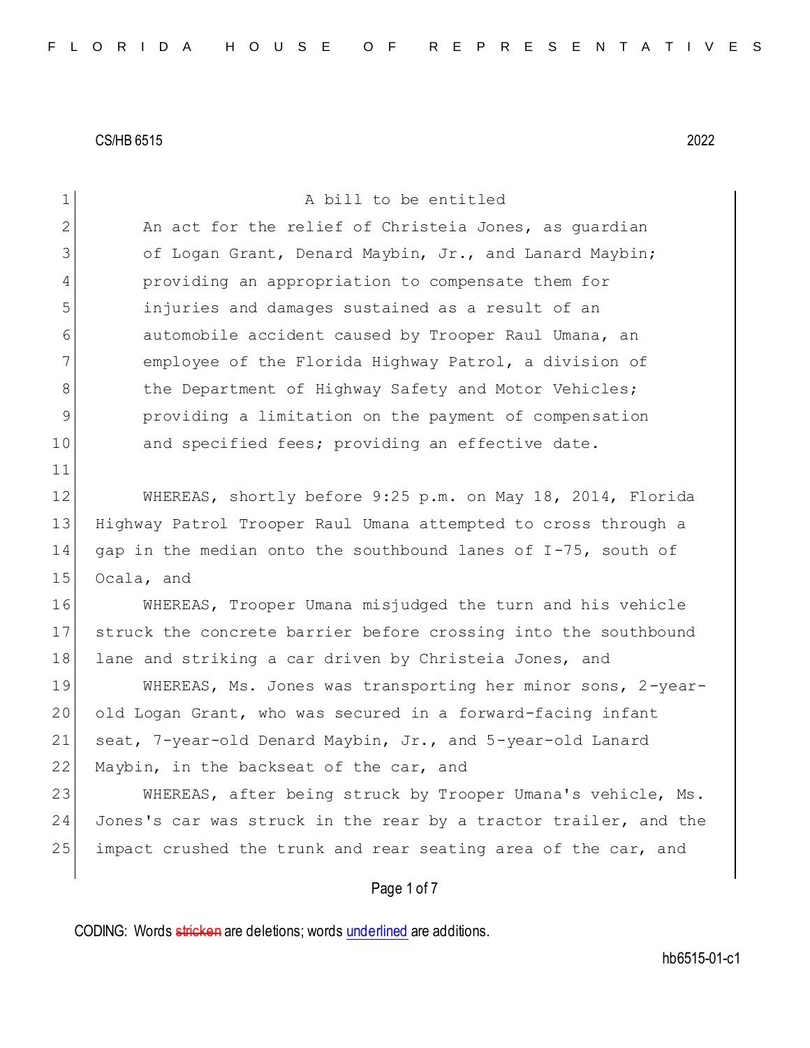CS/HB 6515 2022

A bill to be entitled

An act for the relief of Christeia Jones, as guardian of Logan Grant, Denard Maybin, Jr., and Lanard Maybin; providing an appropriation to compensate them for injuries and damages sustained as a result of an automobile accident caused by Trooper Raul Umana, an employee of the Florida Highway Patrol, a division of the Department of Highway Safety and Motor Vehicles; providing a limitation on the payment of compensation and specified fees; providing an effective date.

WHEREAS, shortly before 9:25 p.m. on May 18, 2014, Florida Highway Patrol Trooper Raul Umana attempted to cross through a gap in the median onto the southbound lanes of I-75, south of Ocala, and

WHEREAS, Trooper Umana misjudged the turn and his vehicle struck the concrete barrier before crossing into the southbound lane and striking a car driven by Christeia Jones, and

WHEREAS, Ms. Jones was transporting her minor sons, 2-year-old Logan Grant, who was secured in a forward-facing infant seat, 7-year-old Denard Maybin, Jr., and 5-year-old Lanard Maybin, in the backseat of the car, and

WHEREAS, after being struck by Trooper Umana's vehicle, Ms. Jones's car was struck in the rear by a tractor trailer, and the impact crushed the trunk and rear seating area of the car, and

CODING: Words stricken are deletions; words underlined are additions.

hb6515-01-c1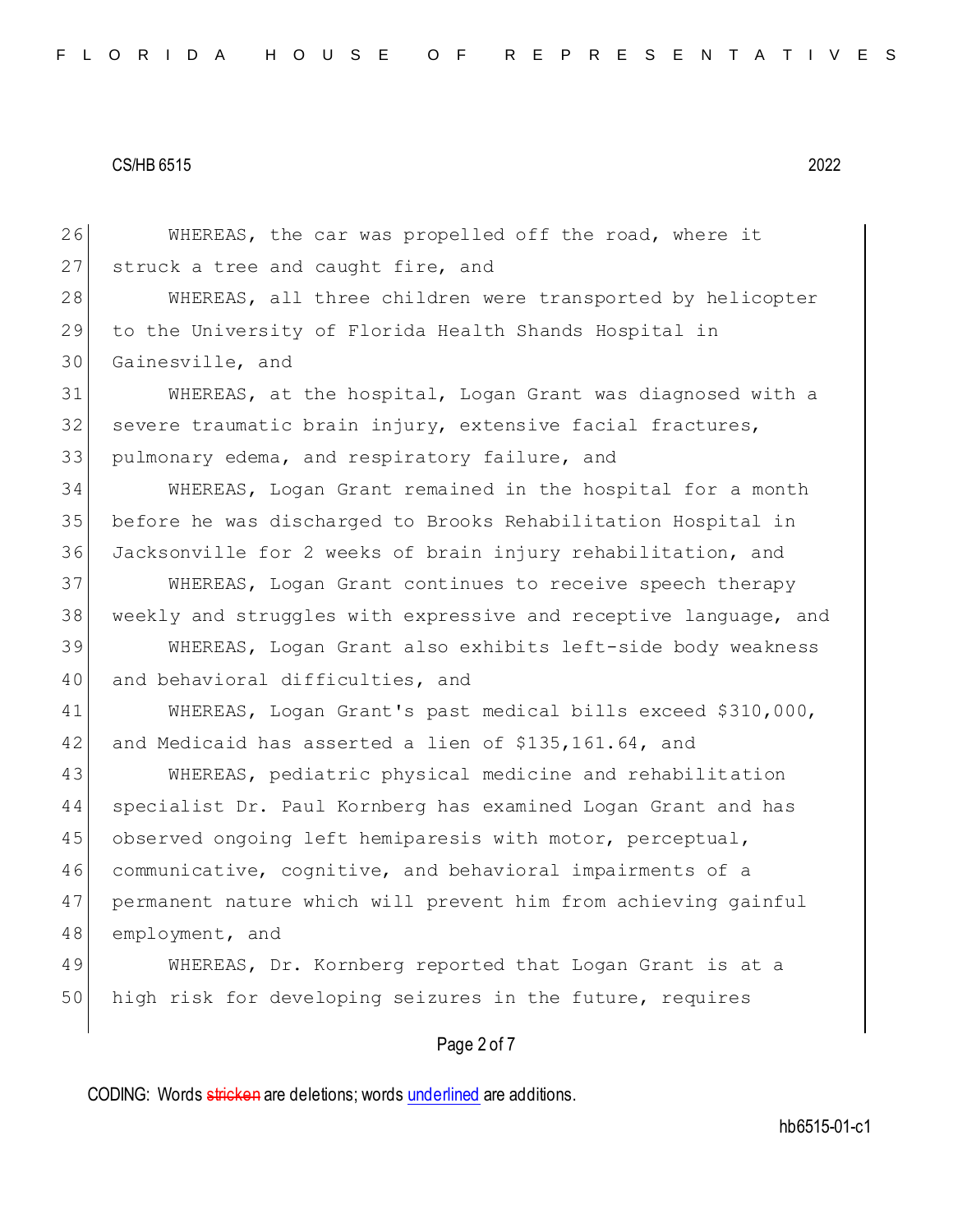WHEREAS, the car was propelled off the road, where it struck a tree and caught fire, and

WHEREAS, all three children were transported by helicopter to the University of Florida Health Shands Hospital in Gainesville, and

WHEREAS, at the hospital, Logan Grant was diagnosed with a severe traumatic brain injury, extensive facial fractures, pulmonary edema, and respiratory failure, and

WHEREAS, Logan Grant remained in the hospital for a month before he was discharged to Brooks Rehabilitation Hospital in Jacksonville for 2 weeks of brain injury rehabilitation, and

WHEREAS, Logan Grant continues to receive speech therapy weekly and struggles with expressive and receptive language, and

WHEREAS, Logan Grant also exhibits left-side body weakness and behavioral difficulties, and

WHEREAS, Logan Grant's past medical bills exceed $310,000, and Medicaid has asserted a lien of $135,161.64, and

WHEREAS, pediatric physical medicine and rehabilitation specialist Dr. Paul Kornberg has examined Logan Grant and has observed ongoing left hemiparesis with motor, perceptual, communicative, cognitive, and behavioral impairments of a permanent nature which will prevent him from achieving gainful employment, and

WHEREAS, Dr. Kornberg reported that Logan Grant is at a high risk for developing seizures in the future, requires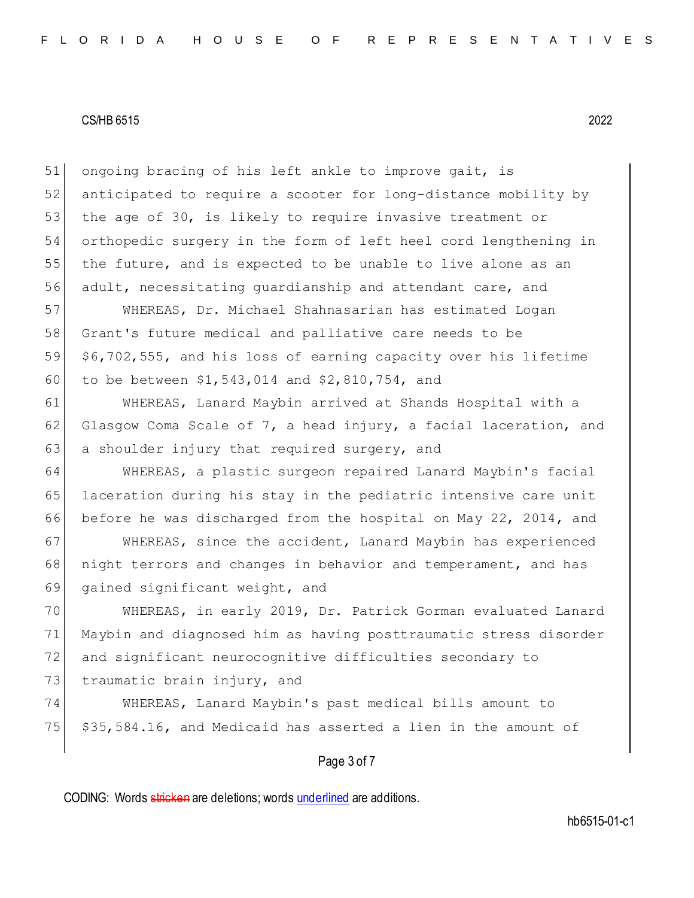ongoing bracing of his left ankle to improve gait, is anticipated to require a scooter for long-distance mobility by the age of 30, is likely to require invasive treatment or orthopedic surgery in the form of left heel cord lengthening in the future, and is expected to be unable to live alone as an adult, necessitating guardianship and attendant care, and

WHEREAS, Dr. Michael Shahnasarian has estimated Logan Grant's future medical and palliative care needs to be $6,702,555, and his loss of earning capacity over his lifetime to be between $1,543,014 and $2,810,754, and

WHEREAS, Lanard Maybin arrived at Shands Hospital with a Glasgow Coma Scale of 7, a head injury, a facial laceration, and a shoulder injury that required surgery, and

WHEREAS, a plastic surgeon repaired Lanard Maybin's facial laceration during his stay in the pediatric intensive care unit before he was discharged from the hospital on May 22, 2014, and

WHEREAS, since the accident, Lanard Maybin has experienced night terrors and changes in behavior and temperament, and has gained significant weight, and

WHEREAS, in early 2019, Dr. Patrick Gorman evaluated Lanard Maybin and diagnosed him as having posttraumatic stress disorder and significant neurocognitive difficulties secondary to traumatic brain injury, and

WHEREAS, Lanard Maybin's past medical bills amount to $35,584.16, and Medicaid has asserted a lien in the amount of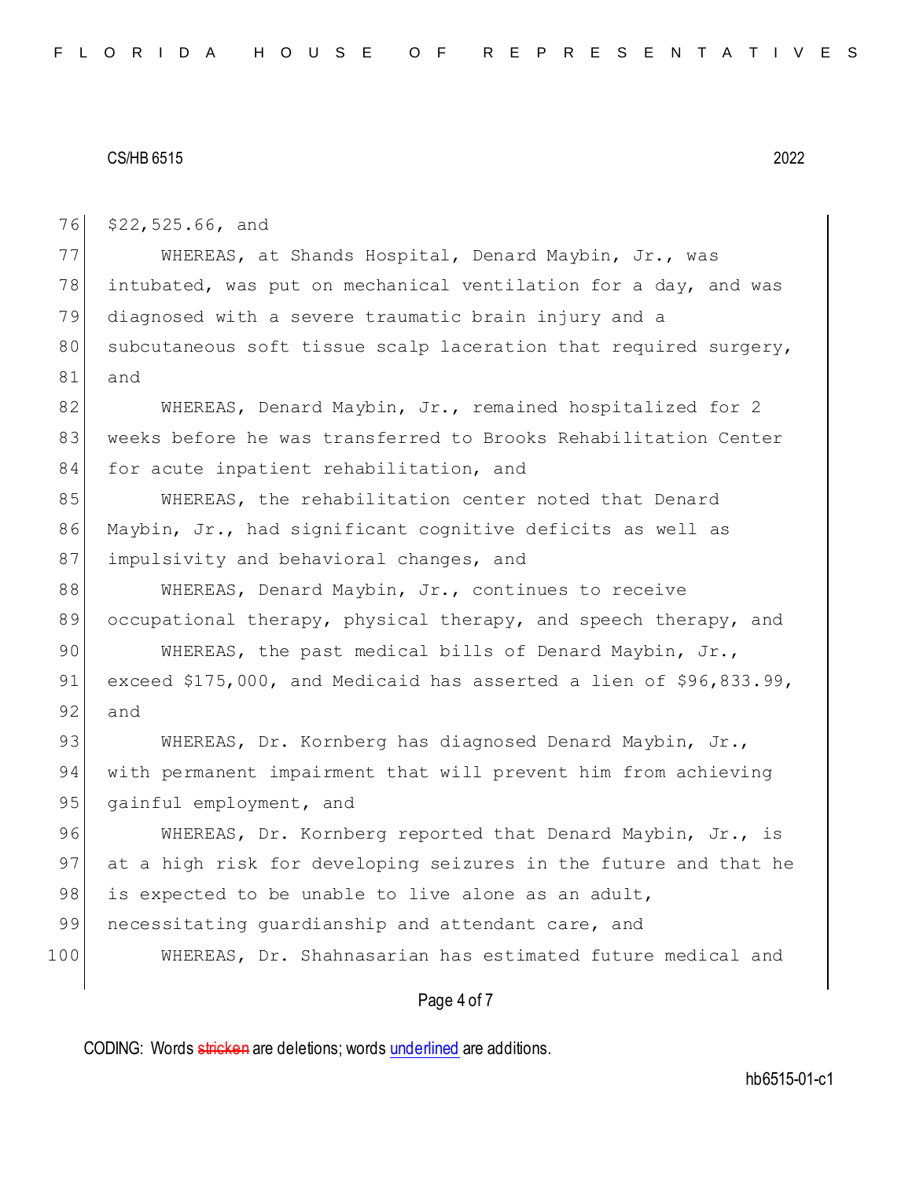$22,525.66, and

WHEREAS, at Shands Hospital, Denard Maybin, Jr., was intubated, was put on mechanical ventilation for a day, and was diagnosed with a severe traumatic brain injury and a subcutaneous soft tissue scalp laceration that required surgery, and

WHEREAS, Denard Maybin, Jr., remained hospitalized for 2 weeks before he was transferred to Brooks Rehabilitation Center for acute inpatient rehabilitation, and

WHEREAS, the rehabilitation center noted that Denard Maybin, Jr., had significant cognitive deficits as well as impulsivity and behavioral changes, and

WHEREAS, Denard Maybin, Jr., continues to receive occupational therapy, physical therapy, and speech therapy, and

WHEREAS, the past medical bills of Denard Maybin, Jr., exceed $175,000, and Medicaid has asserted a lien of $96,833.99, and

WHEREAS, Dr. Kornberg has diagnosed Denard Maybin, Jr., with permanent impairment that will prevent him from achieving gainful employment, and

WHEREAS, Dr. Kornberg reported that Denard Maybin, Jr., is at a high risk for developing seizures in the future and that he is expected to be unable to live alone as an adult, necessitating guardianship and attendant care, and

WHEREAS, Dr. Shahnasarian has estimated future medical and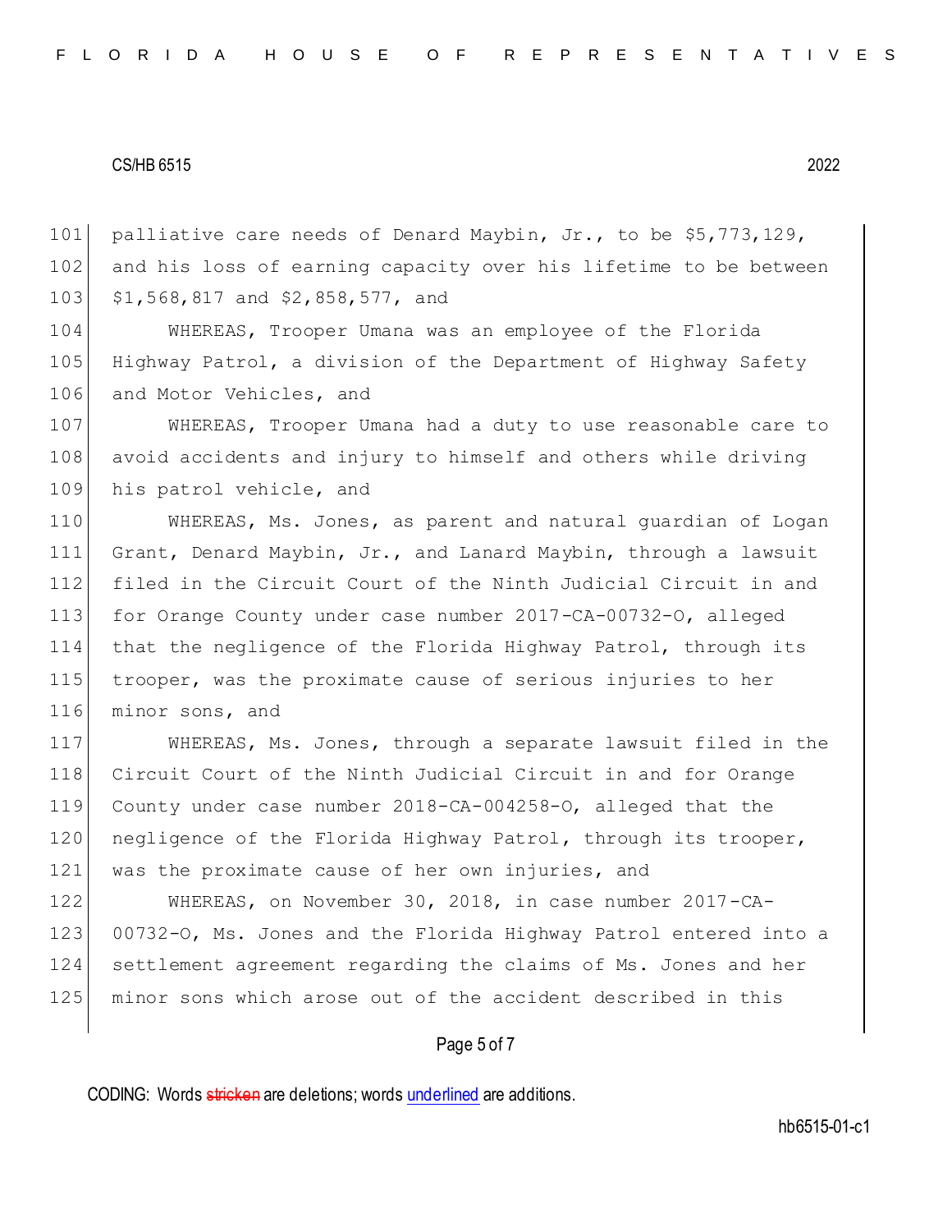palliative care needs of Denard Maybin, Jr., to be $5,773,129, and his loss of earning capacity over his lifetime to be between $1,568,817 and $2,858,577, and

WHEREAS, Trooper Umana was an employee of the Florida Highway Patrol, a division of the Department of Highway Safety and Motor Vehicles, and

WHEREAS, Trooper Umana had a duty to use reasonable care to avoid accidents and injury to himself and others while driving his patrol vehicle, and

WHEREAS, Ms. Jones, as parent and natural guardian of Logan Grant, Denard Maybin, Jr., and Lanard Maybin, through a lawsuit filed in the Circuit Court of the Ninth Judicial Circuit in and for Orange County under case number 2017-CA-00732-O, alleged that the negligence of the Florida Highway Patrol, through its trooper, was the proximate cause of serious injuries to her minor sons, and

WHEREAS, Ms. Jones, through a separate lawsuit filed in the Circuit Court of the Ninth Judicial Circuit in and for Orange County under case number 2018-CA-004258-O, alleged that the negligence of the Florida Highway Patrol, through its trooper, was the proximate cause of her own injuries, and

WHEREAS, on November 30, 2018, in case number 2017-CA-00732-O, Ms. Jones and the Florida Highway Patrol entered into a settlement agreement regarding the claims of Ms. Jones and her minor sons which arose out of the accident described in this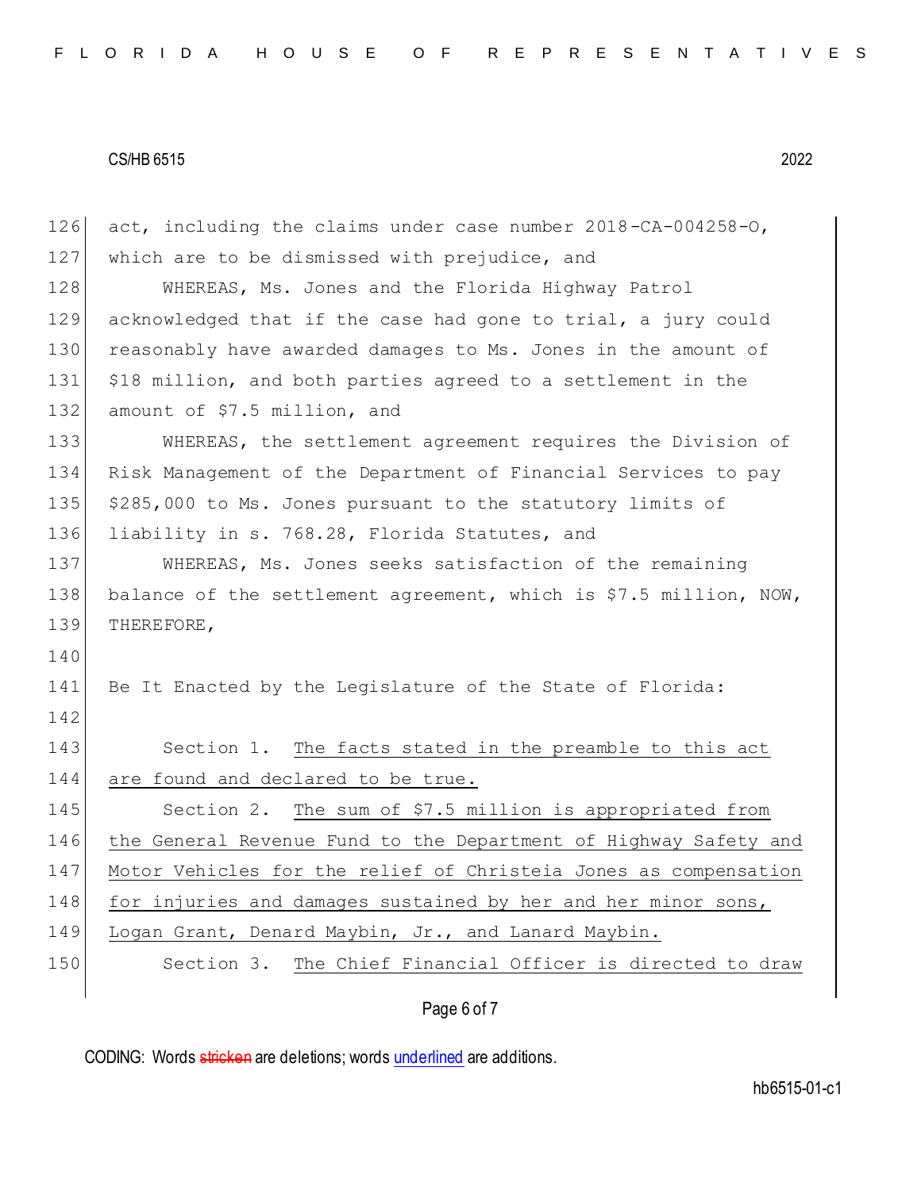act, including the claims under case number 2018-CA-004258-O, which are to be dismissed with prejudice, and

WHEREAS, Ms. Jones and the Florida Highway Patrol acknowledged that if the case had gone to trial, a jury could reasonably have awarded damages to Ms. Jones in the amount of $18 million, and both parties agreed to a settlement in the amount of $7.5 million, and

WHEREAS, the settlement agreement requires the Division of Risk Management of the Department of Financial Services to pay $285,000 to Ms. Jones pursuant to the statutory limits of liability in s. 768.28, Florida Statutes, and

WHEREAS, Ms. Jones seeks satisfaction of the remaining balance of the settlement agreement, which is $7.5 million, NOW, THEREFORE,

Be It Enacted by the Legislature of the State of Florida:

Section 1. The facts stated in the preamble to this act are found and declared to be true.

Section 2. The sum of $7.5 million is appropriated from the General Revenue Fund to the Department of Highway Safety and Motor Vehicles for the relief of Christeia Jones as compensation for injuries and damages sustained by her and her minor sons, Logan Grant, Denard Maybin, Jr., and Lanard Maybin.

Section 3. The Chief Financial Officer is directed to draw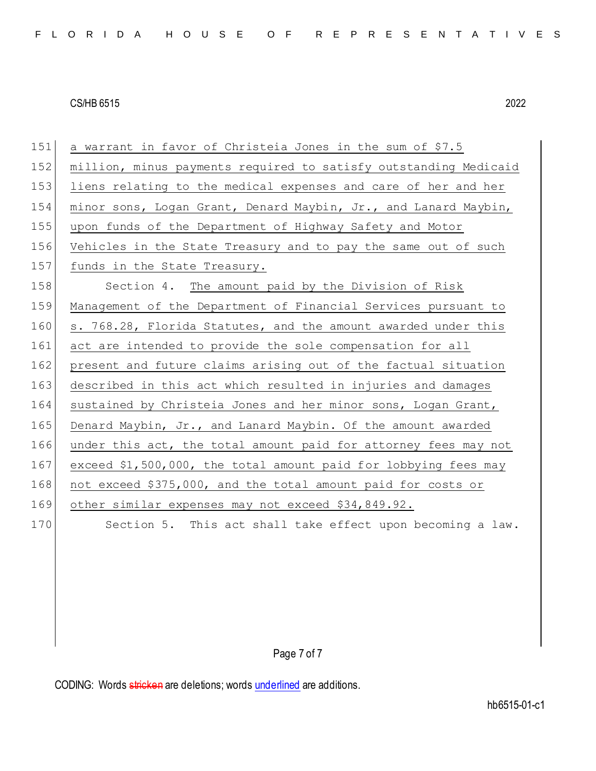a warrant in favor of Christeia Jones in the sum of $7.5 million, minus payments required to satisfy outstanding Medicaid liens relating to the medical expenses and care of her and her minor sons, Logan Grant, Denard Maybin, Jr., and Lanard Maybin, upon funds of the Department of Highway Safety and Motor Vehicles in the State Treasury and to pay the same out of such funds in the State Treasury.

Section 4. The amount paid by the Division of Risk Management of the Department of Financial Services pursuant to s. 768.28, Florida Statutes, and the amount awarded under this act are intended to provide the sole compensation for all present and future claims arising out of the factual situation described in this act which resulted in injuries and damages sustained by Christeia Jones and her minor sons, Logan Grant, Denard Maybin, Jr., and Lanard Maybin. Of the amount awarded under this act, the total amount paid for attorney fees may not exceed $1,500,000, the total amount paid for lobbying fees may not exceed $375,000, and the total amount paid for costs or other similar expenses may not exceed $34,849.92.

Section 5. This act shall take effect upon becoming a law.